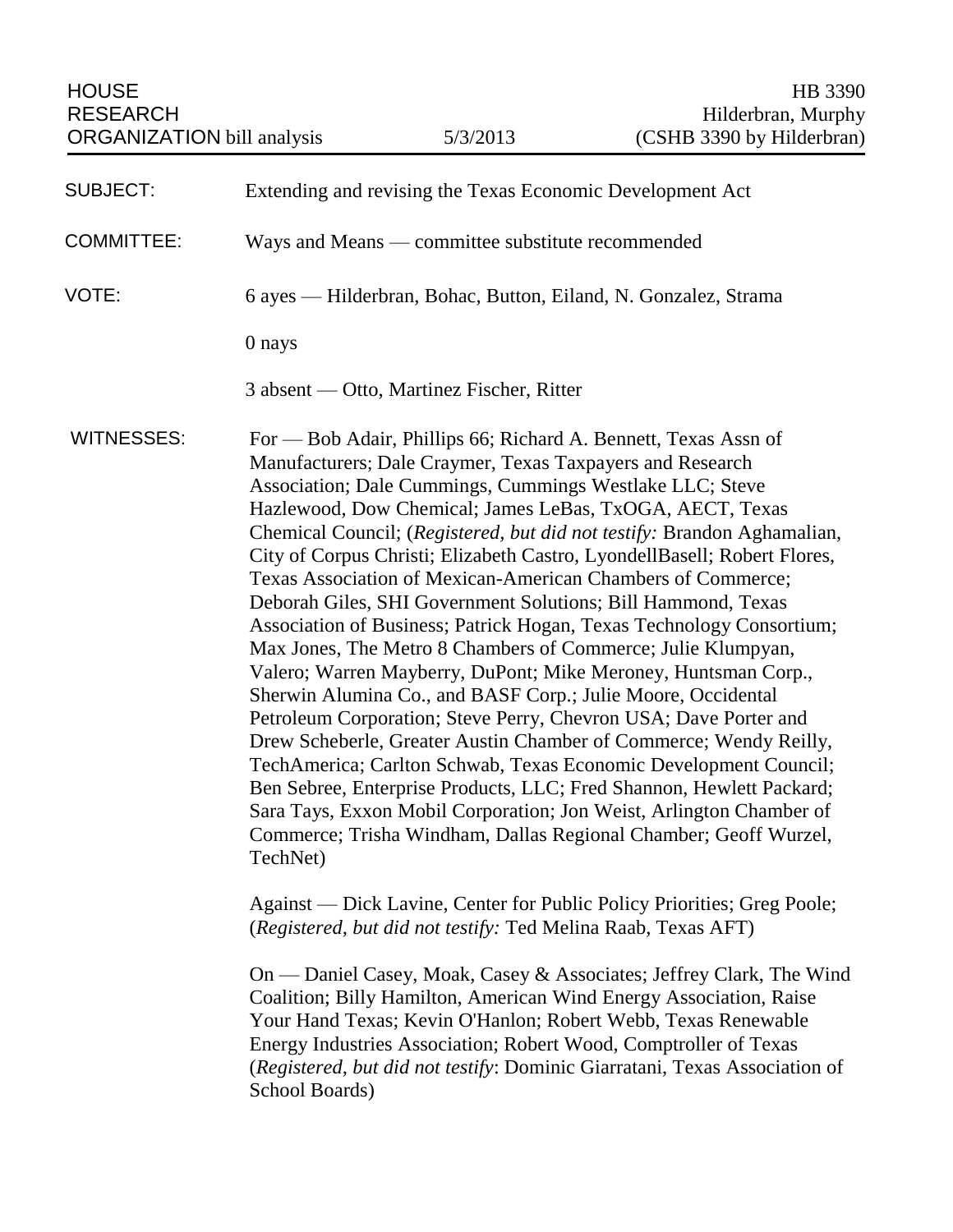HOUSE RESEARCH ORGANIZATION bill analysis | 5/3/2013 | HB 3390 Hilderbran, Murphy (CSHB 3390 by Hilderbran)

**SUBJECT:** Extending and revising the Texas Economic Development Act

**COMMITTEE:** Ways and Means — committee substitute recommended

**VOTE:** 6 ayes — Hilderbran, Bohac, Button, Eiland, N. Gonzalez, Strama

0 nays

3 absent — Otto, Martinez Fischer, Ritter

**WITNESSES:** For — Bob Adair, Phillips 66; Richard A. Bennett, Texas Assn of Manufacturers; Dale Craymer, Texas Taxpayers and Research Association; Dale Cummings, Cummings Westlake LLC; Steve Hazlewood, Dow Chemical; James LeBas, TxOGA, AECT, Texas Chemical Council; (*Registered, but did not testify:* Brandon Aghamalian, City of Corpus Christi; Elizabeth Castro, LyondellBasell; Robert Flores, Texas Association of Mexican-American Chambers of Commerce; Deborah Giles, SHI Government Solutions; Bill Hammond, Texas Association of Business; Patrick Hogan, Texas Technology Consortium; Max Jones, The Metro 8 Chambers of Commerce; Julie Klumpyan, Valero; Warren Mayberry, DuPont; Mike Meroney, Huntsman Corp., Sherwin Alumina Co., and BASF Corp.; Julie Moore, Occidental Petroleum Corporation; Steve Perry, Chevron USA; Dave Porter and Drew Scheberle, Greater Austin Chamber of Commerce; Wendy Reilly, TechAmerica; Carlton Schwab, Texas Economic Development Council; Ben Sebree, Enterprise Products, LLC; Fred Shannon, Hewlett Packard; Sara Tays, Exxon Mobil Corporation; Jon Weist, Arlington Chamber of Commerce; Trisha Windham, Dallas Regional Chamber; Geoff Wurzel, TechNet)

Against — Dick Lavine, Center for Public Policy Priorities; Greg Poole; (*Registered, but did not testify:* Ted Melina Raab, Texas AFT)

On — Daniel Casey, Moak, Casey & Associates; Jeffrey Clark, The Wind Coalition; Billy Hamilton, American Wind Energy Association, Raise Your Hand Texas; Kevin O'Hanlon; Robert Webb, Texas Renewable Energy Industries Association; Robert Wood, Comptroller of Texas (*Registered, but did not testify*: Dominic Giarratani, Texas Association of School Boards)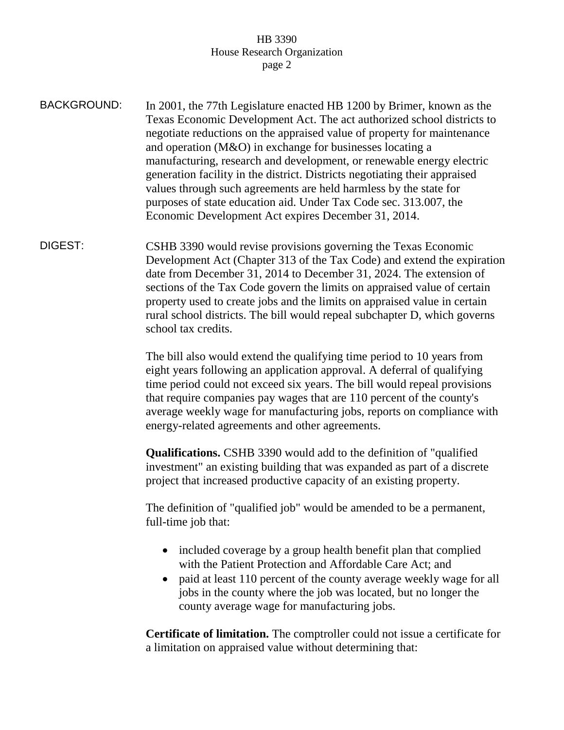**BACKGROUND:** In 2001, the 77th Legislature enacted HB 1200 by Brimer, known as the Texas Economic Development Act. The act authorized school districts to negotiate reductions on the appraised value of property for maintenance and operation (M&O) in exchange for businesses locating a manufacturing, research and development, or renewable energy electric generation facility in the district. Districts negotiating their appraised values through such agreements are held harmless by the state for purposes of state education aid. Under Tax Code sec. 313.007, the Economic Development Act expires December 31, 2014.

**DIGEST:** CSHB 3390 would revise provisions governing the Texas Economic Development Act (Chapter 313 of the Tax Code) and extend the expiration date from December 31, 2014 to December 31, 2024. The extension of sections of the Tax Code govern the limits on appraised value of certain property used to create jobs and the limits on appraised value in certain rural school districts. The bill would repeal subchapter D, which governs school tax credits.

The bill also would extend the qualifying time period to 10 years from eight years following an application approval. A deferral of qualifying time period could not exceed six years. The bill would repeal provisions that require companies pay wages that are 110 percent of the county's average weekly wage for manufacturing jobs, reports on compliance with energy-related agreements and other agreements.

**Qualifications.** CSHB 3390 would add to the definition of "qualified investment" an existing building that was expanded as part of a discrete project that increased productive capacity of an existing property.

The definition of "qualified job" would be amended to be a permanent, full-time job that:

- included coverage by a group health benefit plan that complied with the Patient Protection and Affordable Care Act; and
- paid at least 110 percent of the county average weekly wage for all jobs in the county where the job was located, but no longer the county average wage for manufacturing jobs.

**Certificate of limitation.** The comptroller could not issue a certificate for a limitation on appraised value without determining that: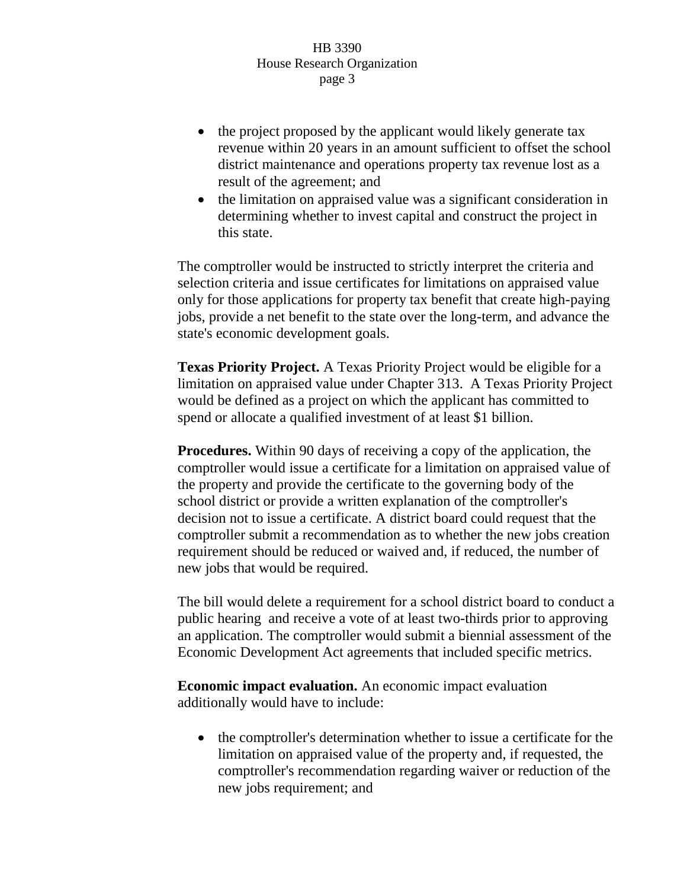- the project proposed by the applicant would likely generate tax revenue within 20 years in an amount sufficient to offset the school district maintenance and operations property tax revenue lost as a result of the agreement; and
- the limitation on appraised value was a significant consideration in determining whether to invest capital and construct the project in this state.

The comptroller would be instructed to strictly interpret the criteria and selection criteria and issue certificates for limitations on appraised value only for those applications for property tax benefit that create high-paying jobs, provide a net benefit to the state over the long-term, and advance the state's economic development goals.

**Texas Priority Project.** A Texas Priority Project would be eligible for a limitation on appraised value under Chapter 313. A Texas Priority Project would be defined as a project on which the applicant has committed to spend or allocate a qualified investment of at least $1 billion.

**Procedures.** Within 90 days of receiving a copy of the application, the comptroller would issue a certificate for a limitation on appraised value of the property and provide the certificate to the governing body of the school district or provide a written explanation of the comptroller's decision not to issue a certificate. A district board could request that the comptroller submit a recommendation as to whether the new jobs creation requirement should be reduced or waived and, if reduced, the number of new jobs that would be required.

The bill would delete a requirement for a school district board to conduct a public hearing and receive a vote of at least two-thirds prior to approving an application. The comptroller would submit a biennial assessment of the Economic Development Act agreements that included specific metrics.

**Economic impact evaluation.** An economic impact evaluation additionally would have to include:

- the comptroller's determination whether to issue a certificate for the limitation on appraised value of the property and, if requested, the comptroller's recommendation regarding waiver or reduction of the new jobs requirement; and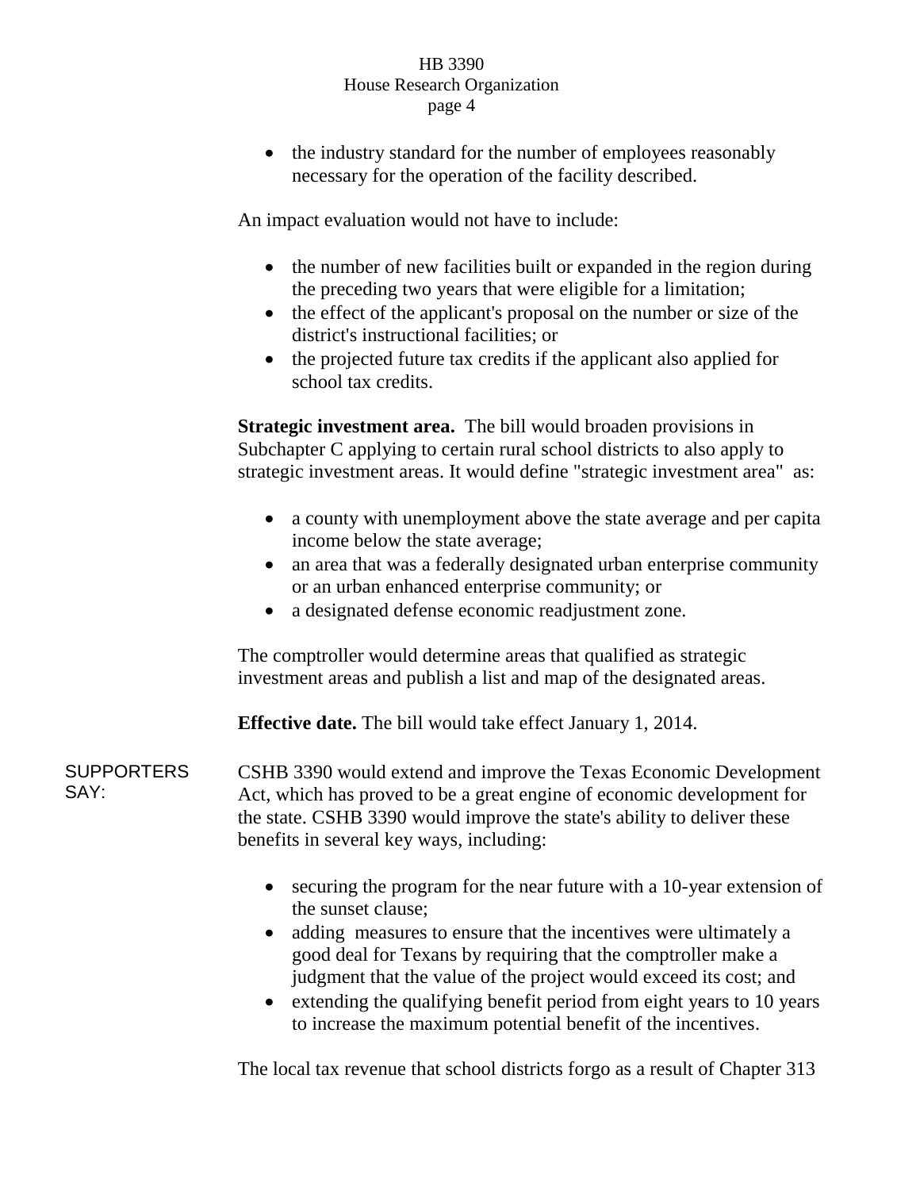- the industry standard for the number of employees reasonably necessary for the operation of the facility described.

An impact evaluation would not have to include:

- the number of new facilities built or expanded in the region during the preceding two years that were eligible for a limitation;
- the effect of the applicant's proposal on the number or size of the district's instructional facilities; or
- the projected future tax credits if the applicant also applied for school tax credits.

**Strategic investment area.** The bill would broaden provisions in Subchapter C applying to certain rural school districts to also apply to strategic investment areas. It would define "strategic investment area" as:

- a county with unemployment above the state average and per capita income below the state average;
- an area that was a federally designated urban enterprise community or an urban enhanced enterprise community; or
- a designated defense economic readjustment zone.

The comptroller would determine areas that qualified as strategic investment areas and publish a list and map of the designated areas.

**Effective date.** The bill would take effect January 1, 2014.

SUPPORTERS SAY:

CSHB 3390 would extend and improve the Texas Economic Development Act, which has proved to be a great engine of economic development for the state. CSHB 3390 would improve the state's ability to deliver these benefits in several key ways, including:

- securing the program for the near future with a 10-year extension of the sunset clause;
- adding measures to ensure that the incentives were ultimately a good deal for Texans by requiring that the comptroller make a judgment that the value of the project would exceed its cost; and
- extending the qualifying benefit period from eight years to 10 years to increase the maximum potential benefit of the incentives.

The local tax revenue that school districts forgo as a result of Chapter 313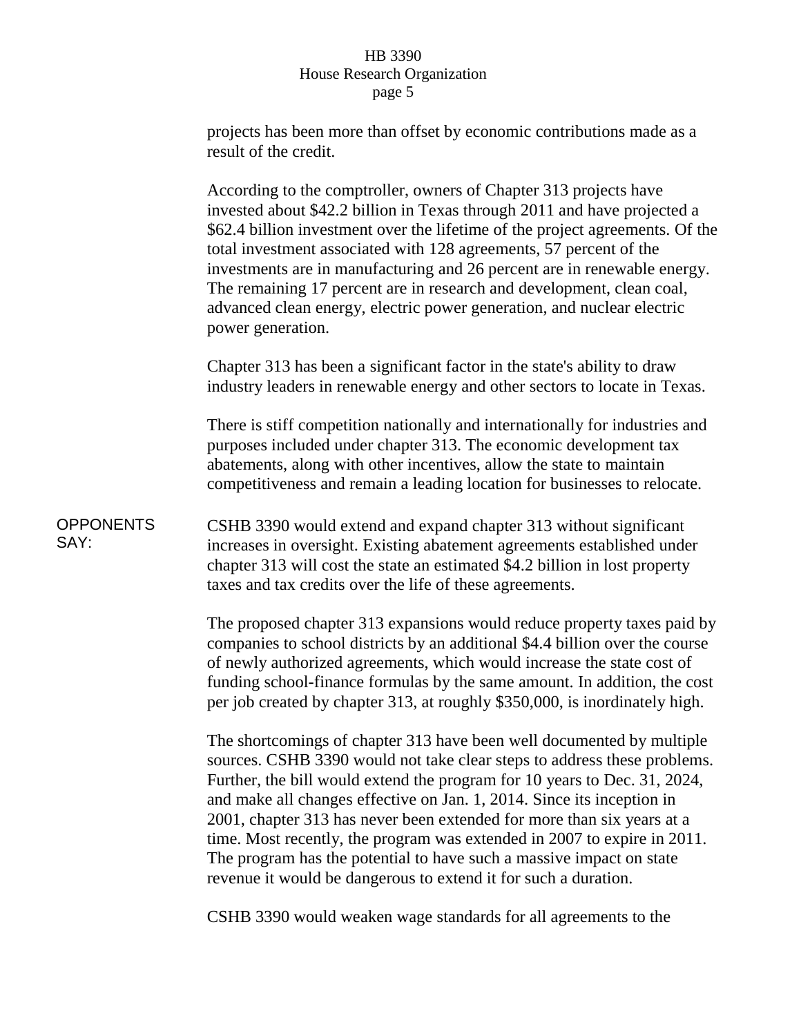projects has been more than offset by economic contributions made as a result of the credit.

According to the comptroller, owners of Chapter 313 projects have invested about $42.2 billion in Texas through 2011 and have projected a $62.4 billion investment over the lifetime of the project agreements. Of the total investment associated with 128 agreements, 57 percent of the investments are in manufacturing and 26 percent are in renewable energy. The remaining 17 percent are in research and development, clean coal, advanced clean energy, electric power generation, and nuclear electric power generation.

Chapter 313 has been a significant factor in the state's ability to draw industry leaders in renewable energy and other sectors to locate in Texas.

There is stiff competition nationally and internationally for industries and purposes included under chapter 313. The economic development tax abatements, along with other incentives, allow the state to maintain competitiveness and remain a leading location for businesses to relocate.

**OPPONENTS SAY:**

CSHB 3390 would extend and expand chapter 313 without significant increases in oversight. Existing abatement agreements established under chapter 313 will cost the state an estimated $4.2 billion in lost property taxes and tax credits over the life of these agreements.

The proposed chapter 313 expansions would reduce property taxes paid by companies to school districts by an additional $4.4 billion over the course of newly authorized agreements, which would increase the state cost of funding school-finance formulas by the same amount. In addition, the cost per job created by chapter 313, at roughly $350,000, is inordinately high.

The shortcomings of chapter 313 have been well documented by multiple sources. CSHB 3390 would not take clear steps to address these problems. Further, the bill would extend the program for 10 years to Dec. 31, 2024, and make all changes effective on Jan. 1, 2014. Since its inception in 2001, chapter 313 has never been extended for more than six years at a time. Most recently, the program was extended in 2007 to expire in 2011. The program has the potential to have such a massive impact on state revenue it would be dangerous to extend it for such a duration.

CSHB 3390 would weaken wage standards for all agreements to the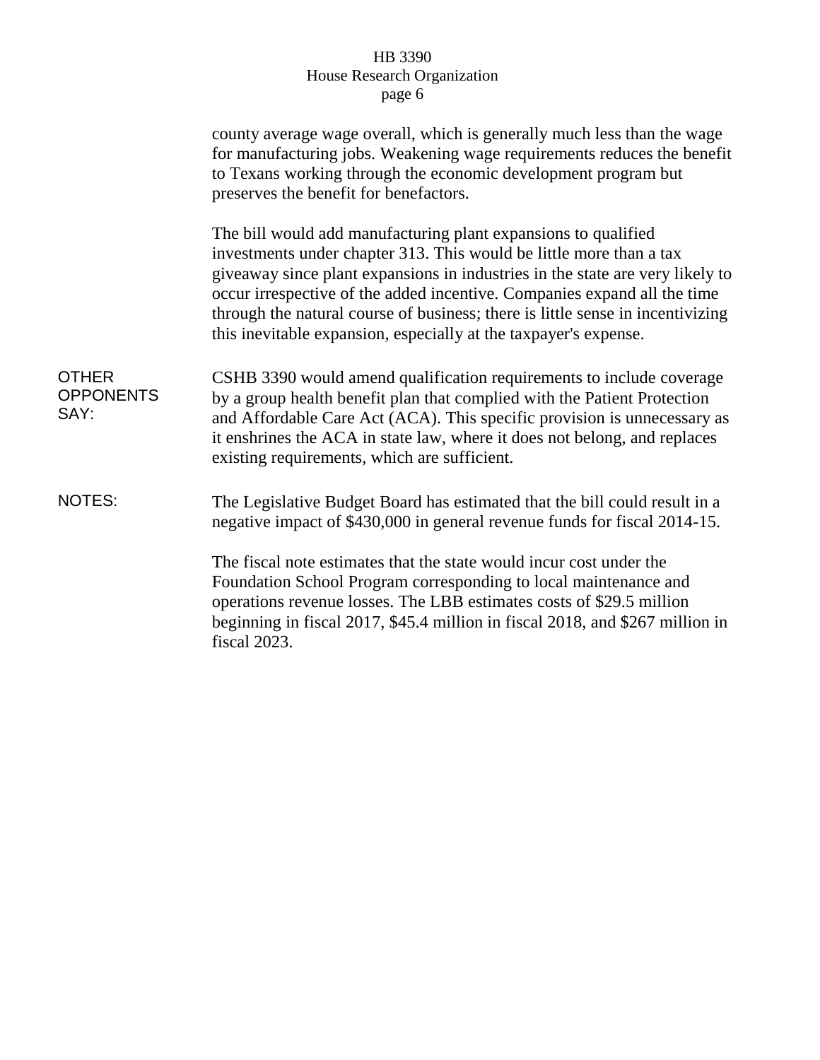county average wage overall, which is generally much less than the wage for manufacturing jobs. Weakening wage requirements reduces the benefit to Texans working through the economic development program but preserves the benefit for benefactors.

The bill would add manufacturing plant expansions to qualified investments under chapter 313. This would be little more than a tax giveaway since plant expansions in industries in the state are very likely to occur irrespective of the added incentive. Companies expand all the time through the natural course of business; there is little sense in incentivizing this inevitable expansion, especially at the taxpayer's expense.

**OTHER OPPONENTS SAY:**

CSHB 3390 would amend qualification requirements to include coverage by a group health benefit plan that complied with the Patient Protection and Affordable Care Act (ACA). This specific provision is unnecessary as it enshrines the ACA in state law, where it does not belong, and replaces existing requirements, which are sufficient.

**NOTES:**

The Legislative Budget Board has estimated that the bill could result in a negative impact of $430,000 in general revenue funds for fiscal 2014-15.

The fiscal note estimates that the state would incur cost under the Foundation School Program corresponding to local maintenance and operations revenue losses. The LBB estimates costs of $29.5 million beginning in fiscal 2017, $45.4 million in fiscal 2018, and $267 million in fiscal 2023.